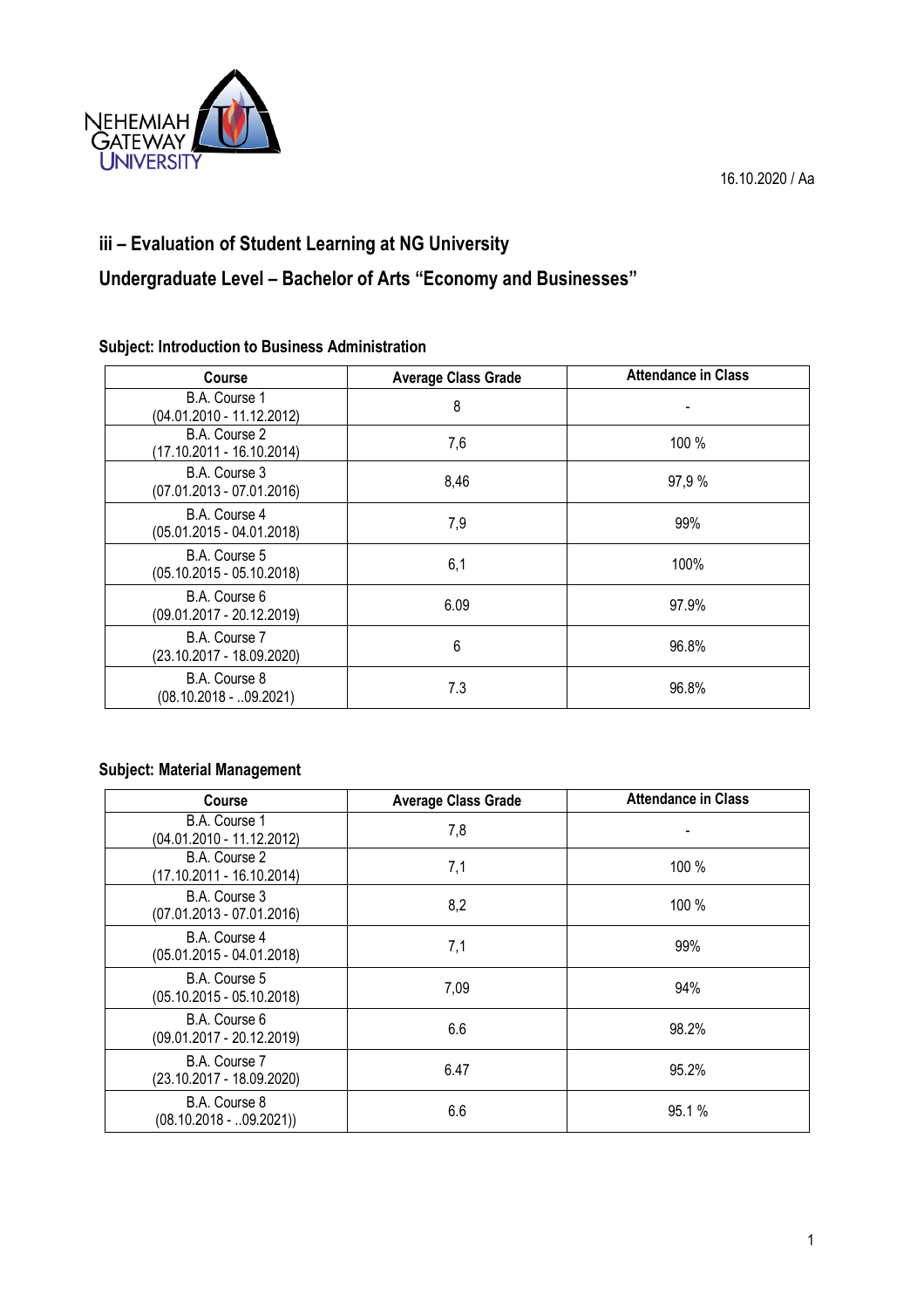NEHEMIAH GATEWAY UNIVERSITY

16.10.2020 / Aa

## iii – Evaluation of Student Learning at NG University

## Undergraduate Level – Bachelor of Arts "Economy and Businesses"

### Subject: Introduction to Business Administration

| Course | Average Class Grade | Attendance in Class |
|---|---|---|
| B.A. Course 1 (04.01.2010 - 11.12.2012) | 8 | - |
| B.A. Course 2 (17.10.2011 - 16.10.2014) | 7,6 | 100 % |
| B.A. Course 3 (07.01.2013 - 07.01.2016) | 8,46 | 97,9 % |
| B.A. Course 4 (05.01.2015 - 04.01.2018) | 7,9 | 99% |
| B.A. Course 5 (05.10.2015 - 05.10.2018) | 6,1 | 100% |
| B.A. Course 6 (09.01.2017 - 20.12.2019) | 6.09 | 97.9% |
| B.A. Course 7 (23.10.2017 - 18.09.2020) | 6 | 96.8% |
| B.A. Course 8 (08.10.2018 - ..09.2021) | 7.3 | 96.8% |

### Subject: Material Management

| Course | Average Class Grade | Attendance in Class |
|---|---|---|
| B.A. Course 1 (04.01.2010 - 11.12.2012) | 7,8 | - |
| B.A. Course 2 (17.10.2011 - 16.10.2014) | 7,1 | 100 % |
| B.A. Course 3 (07.01.2013 - 07.01.2016) | 8,2 | 100 % |
| B.A. Course 4 (05.01.2015 - 04.01.2018) | 7,1 | 99% |
| B.A. Course 5 (05.10.2015 - 05.10.2018) | 7,09 | 94% |
| B.A. Course 6 (09.01.2017 - 20.12.2019) | 6.6 | 98.2% |
| B.A. Course 7 (23.10.2017 - 18.09.2020) | 6.47 | 95.2% |
| B.A. Course 8 (08.10.2018 - ..09.2021)) | 6.6 | 95.1 % |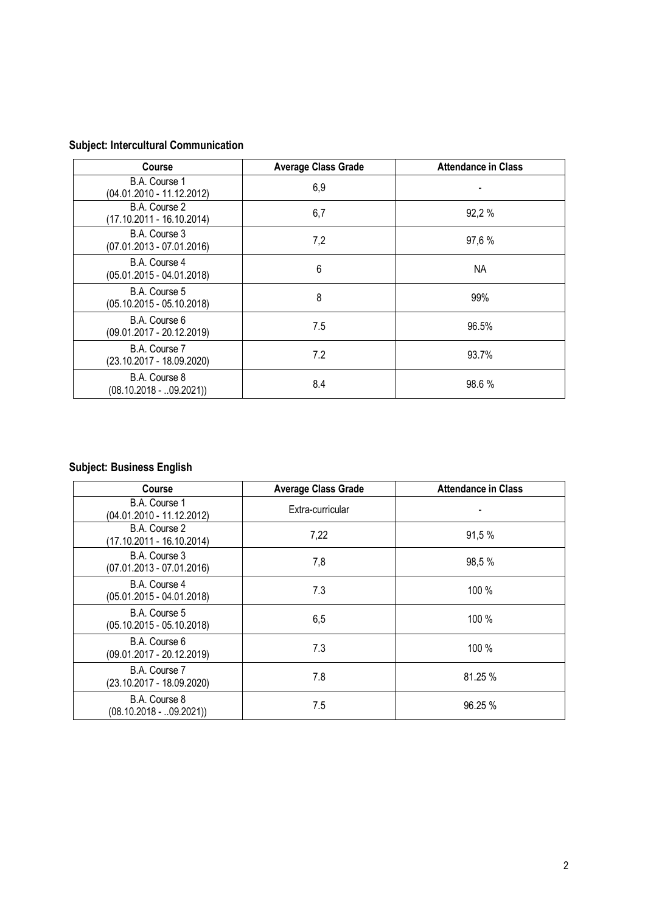**Subject: Intercultural Communication**

| Course | Average Class Grade | Attendance in Class |
|---|---|---|
| B.A. Course 1 (04.01.2010 - 11.12.2012) | 6,9 | - |
| B.A. Course 2 (17.10.2011 - 16.10.2014) | 6,7 | 92,2 % |
| B.A. Course 3 (07.01.2013 - 07.01.2016) | 7,2 | 97,6 % |
| B.A. Course 4 (05.01.2015 - 04.01.2018) | 6 | NA |
| B.A. Course 5 (05.10.2015 - 05.10.2018) | 8 | 99% |
| B.A. Course 6 (09.01.2017 - 20.12.2019) | 7.5 | 96.5% |
| B.A. Course 7 (23.10.2017 - 18.09.2020) | 7.2 | 93.7% |
| B.A. Course 8 (08.10.2018 - ..09.2021)) | 8.4 | 98.6 % |

**Subject: Business English**

| Course | Average Class Grade | Attendance in Class |
|---|---|---|
| B.A. Course 1 (04.01.2010 - 11.12.2012) | Extra-curricular | - |
| B.A. Course 2 (17.10.2011 - 16.10.2014) | 7,22 | 91,5 % |
| B.A. Course 3 (07.01.2013 - 07.01.2016) | 7,8 | 98,5 % |
| B.A. Course 4 (05.01.2015 - 04.01.2018) | 7.3 | 100 % |
| B.A. Course 5 (05.10.2015 - 05.10.2018) | 6,5 | 100 % |
| B.A. Course 6 (09.01.2017 - 20.12.2019) | 7.3 | 100 % |
| B.A. Course 7 (23.10.2017 - 18.09.2020) | 7.8 | 81.25 % |
| B.A. Course 8 (08.10.2018 - ..09.2021)) | 7.5 | 96.25 % |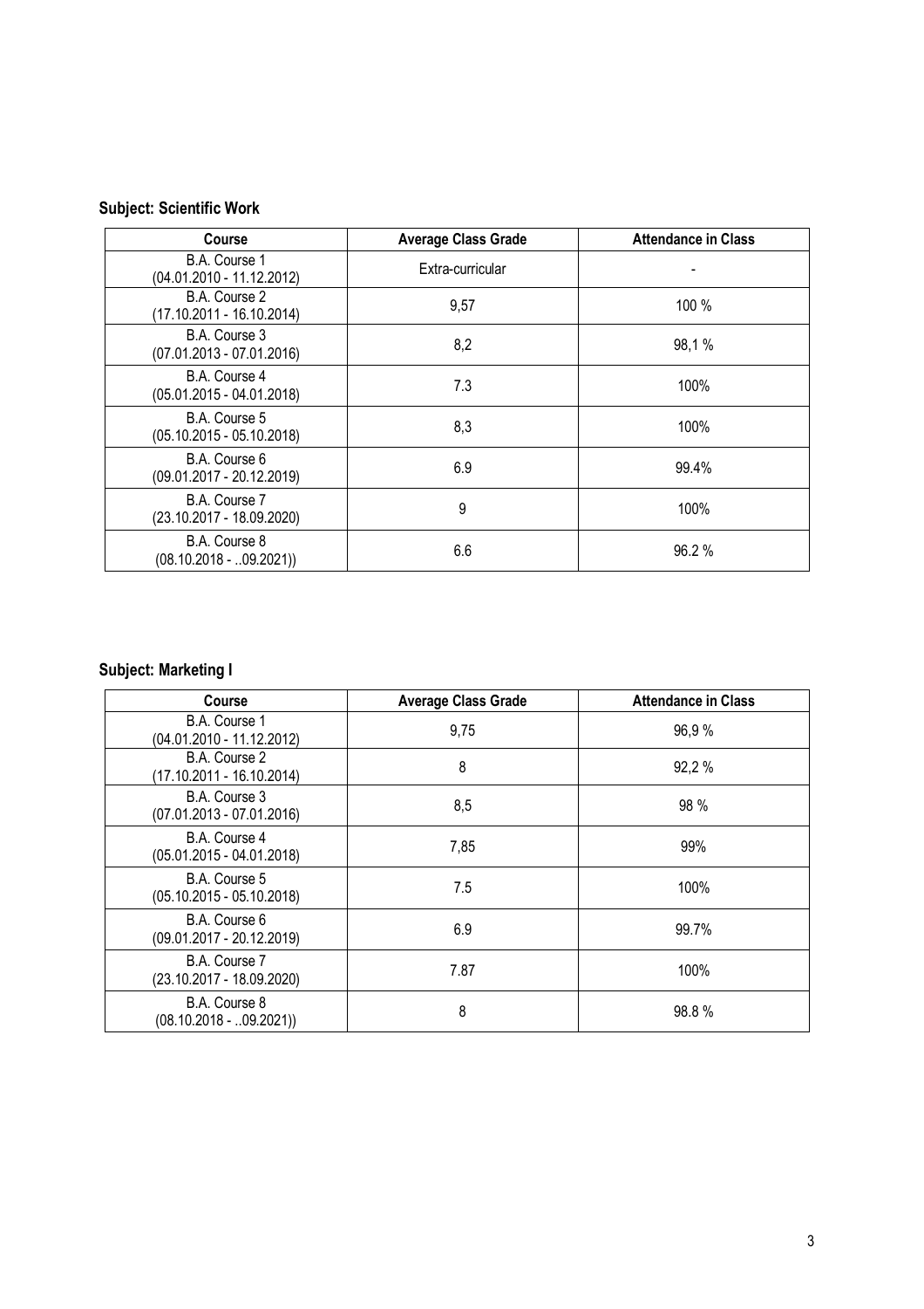**Subject: Scientific Work**

| Course | Average Class Grade | Attendance in Class |
|---|---|---|
| B.A. Course 1 (04.01.2010 - 11.12.2012) | Extra-curricular | - |
| B.A. Course 2 (17.10.2011 - 16.10.2014) | 9,57 | 100 % |
| B.A. Course 3 (07.01.2013 - 07.01.2016) | 8,2 | 98,1 % |
| B.A. Course 4 (05.01.2015 - 04.01.2018) | 7.3 | 100% |
| B.A. Course 5 (05.10.2015 - 05.10.2018) | 8,3 | 100% |
| B.A. Course 6 (09.01.2017 - 20.12.2019) | 6.9 | 99.4% |
| B.A. Course 7 (23.10.2017 - 18.09.2020) | 9 | 100% |
| B.A. Course 8 (08.10.2018 - ..09.2021)) | 6.6 | 96.2 % |

**Subject: Marketing I**

| Course | Average Class Grade | Attendance in Class |
|---|---|---|
| B.A. Course 1 (04.01.2010 - 11.12.2012) | 9,75 | 96,9 % |
| B.A. Course 2 (17.10.2011 - 16.10.2014) | 8 | 92,2 % |
| B.A. Course 3 (07.01.2013 - 07.01.2016) | 8,5 | 98 % |
| B.A. Course 4 (05.01.2015 - 04.01.2018) | 7,85 | 99% |
| B.A. Course 5 (05.10.2015 - 05.10.2018) | 7.5 | 100% |
| B.A. Course 6 (09.01.2017 - 20.12.2019) | 6.9 | 99.7% |
| B.A. Course 7 (23.10.2017 - 18.09.2020) | 7.87 | 100% |
| B.A. Course 8 (08.10.2018 - ..09.2021)) | 8 | 98.8 % |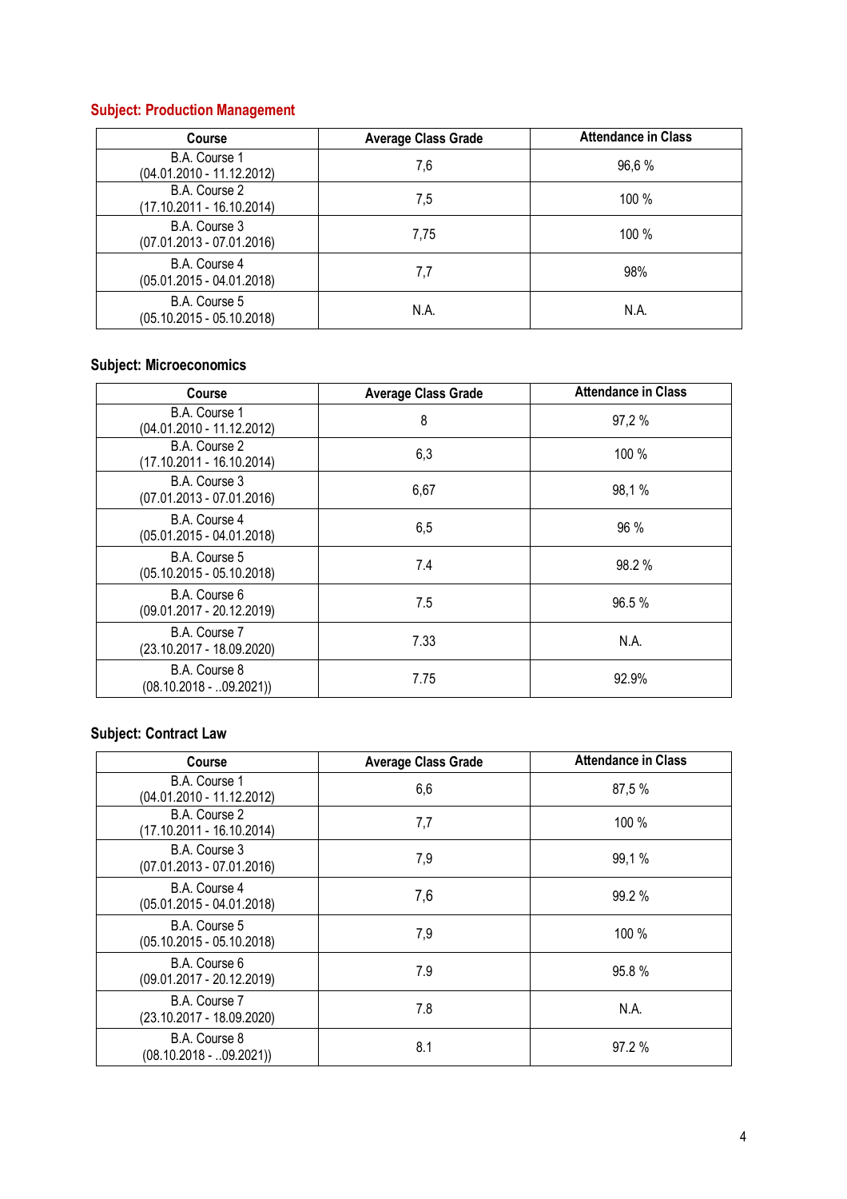**Subject: Production Management**

| Course | Average Class Grade | Attendance in Class |
|---|---|---|
| B.A. Course 1 (04.01.2010 - 11.12.2012) | 7,6 | 96,6 % |
| B.A. Course 2 (17.10.2011 - 16.10.2014) | 7,5 | 100 % |
| B.A. Course 3 (07.01.2013 - 07.01.2016) | 7,75 | 100 % |
| B.A. Course 4 (05.01.2015 - 04.01.2018) | 7,7 | 98% |
| B.A. Course 5 (05.10.2015 - 05.10.2018) | N.A. | N.A. |

**Subject: Microeconomics**

| Course | Average Class Grade | Attendance in Class |
|---|---|---|
| B.A. Course 1 (04.01.2010 - 11.12.2012) | 8 | 97,2 % |
| B.A. Course 2 (17.10.2011 - 16.10.2014) | 6,3 | 100 % |
| B.A. Course 3 (07.01.2013 - 07.01.2016) | 6,67 | 98,1 % |
| B.A. Course 4 (05.01.2015 - 04.01.2018) | 6,5 | 96 % |
| B.A. Course 5 (05.10.2015 - 05.10.2018) | 7.4 | 98.2 % |
| B.A. Course 6 (09.01.2017 - 20.12.2019) | 7.5 | 96.5 % |
| B.A. Course 7 (23.10.2017 - 18.09.2020) | 7.33 | N.A. |
| B.A. Course 8 (08.10.2018 - ..09.2021)) | 7.75 | 92.9% |

**Subject: Contract Law**

| Course | Average Class Grade | Attendance in Class |
|---|---|---|
| B.A. Course 1 (04.01.2010 - 11.12.2012) | 6,6 | 87,5 % |
| B.A. Course 2 (17.10.2011 - 16.10.2014) | 7,7 | 100 % |
| B.A. Course 3 (07.01.2013 - 07.01.2016) | 7,9 | 99,1 % |
| B.A. Course 4 (05.01.2015 - 04.01.2018) | 7,6 | 99.2 % |
| B.A. Course 5 (05.10.2015 - 05.10.2018) | 7,9 | 100 % |
| B.A. Course 6 (09.01.2017 - 20.12.2019) | 7.9 | 95.8 % |
| B.A. Course 7 (23.10.2017 - 18.09.2020) | 7.8 | N.A. |
| B.A. Course 8 (08.10.2018 - ..09.2021)) | 8.1 | 97.2 % |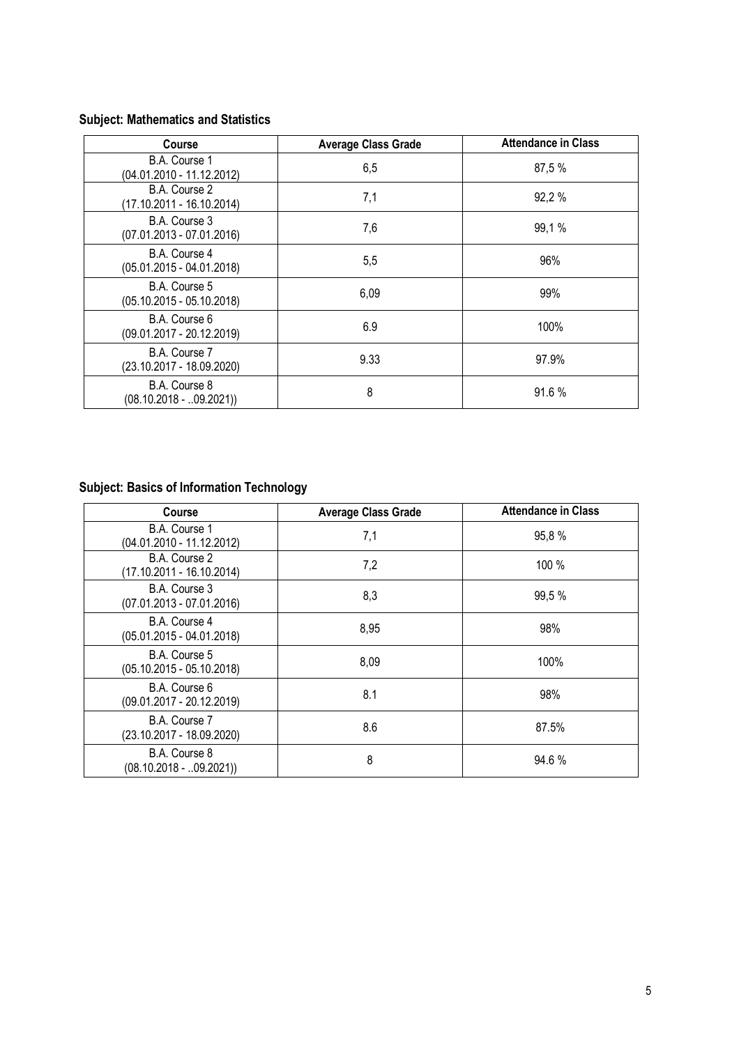**Subject: Mathematics and Statistics**

| Course | Average Class Grade | Attendance in Class |
|---|---|---|
| B.A. Course 1 (04.01.2010 - 11.12.2012) | 6,5 | 87,5 % |
| B.A. Course 2 (17.10.2011 - 16.10.2014) | 7,1 | 92,2 % |
| B.A. Course 3 (07.01.2013 - 07.01.2016) | 7,6 | 99,1 % |
| B.A. Course 4 (05.01.2015 - 04.01.2018) | 5,5 | 96% |
| B.A. Course 5 (05.10.2015 - 05.10.2018) | 6,09 | 99% |
| B.A. Course 6 (09.01.2017 - 20.12.2019) | 6.9 | 100% |
| B.A. Course 7 (23.10.2017 - 18.09.2020) | 9.33 | 97.9% |
| B.A. Course 8 (08.10.2018 - ..09.2021)) | 8 | 91.6 % |

**Subject: Basics of Information Technology**

| Course | Average Class Grade | Attendance in Class |
|---|---|---|
| B.A. Course 1 (04.01.2010 - 11.12.2012) | 7,1 | 95,8 % |
| B.A. Course 2 (17.10.2011 - 16.10.2014) | 7,2 | 100 % |
| B.A. Course 3 (07.01.2013 - 07.01.2016) | 8,3 | 99,5 % |
| B.A. Course 4 (05.01.2015 - 04.01.2018) | 8,95 | 98% |
| B.A. Course 5 (05.10.2015 - 05.10.2018) | 8,09 | 100% |
| B.A. Course 6 (09.01.2017 - 20.12.2019) | 8.1 | 98% |
| B.A. Course 7 (23.10.2017 - 18.09.2020) | 8.6 | 87.5% |
| B.A. Course 8 (08.10.2018 - ..09.2021)) | 8 | 94.6 % |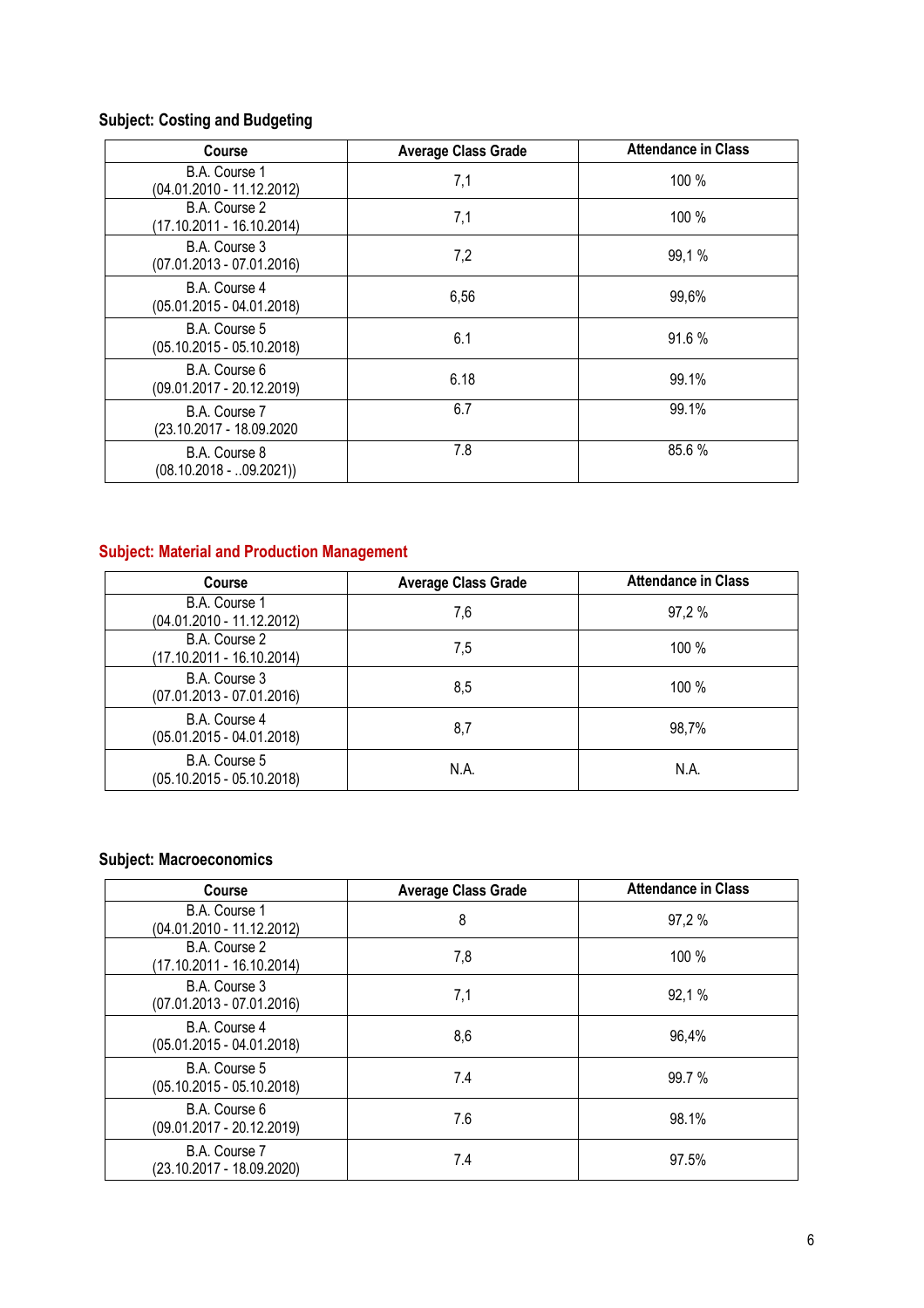**Subject: Costing and Budgeting**

| Course | Average Class Grade | Attendance in Class |
| --- | --- | --- |
| B.A. Course 1 (04.01.2010 - 11.12.2012) | 7,1 | 100 % |
| B.A. Course 2 (17.10.2011 - 16.10.2014) | 7,1 | 100 % |
| B.A. Course 3 (07.01.2013 - 07.01.2016) | 7,2 | 99,1 % |
| B.A. Course 4 (05.01.2015 - 04.01.2018) | 6,56 | 99,6% |
| B.A. Course 5 (05.10.2015 - 05.10.2018) | 6.1 | 91.6 % |
| B.A. Course 6 (09.01.2017 - 20.12.2019) | 6.18 | 99.1% |
| B.A. Course 7 (23.10.2017 - 18.09.2020 | 6.7 | 99.1% |
| B.A. Course 8 (08.10.2018 - ..09.2021)) | 7.8 | 85.6 % |

**Subject: Material and Production Management**

| Course | Average Class Grade | Attendance in Class |
| --- | --- | --- |
| B.A. Course 1 (04.01.2010 - 11.12.2012) | 7,6 | 97,2 % |
| B.A. Course 2 (17.10.2011 - 16.10.2014) | 7,5 | 100 % |
| B.A. Course 3 (07.01.2013 - 07.01.2016) | 8,5 | 100 % |
| B.A. Course 4 (05.01.2015 - 04.01.2018) | 8,7 | 98,7% |
| B.A. Course 5 (05.10.2015 - 05.10.2018) | N.A. | N.A. |

**Subject: Macroeconomics**

| Course | Average Class Grade | Attendance in Class |
| --- | --- | --- |
| B.A. Course 1 (04.01.2010 - 11.12.2012) | 8 | 97,2 % |
| B.A. Course 2 (17.10.2011 - 16.10.2014) | 7,8 | 100 % |
| B.A. Course 3 (07.01.2013 - 07.01.2016) | 7,1 | 92,1 % |
| B.A. Course 4 (05.01.2015 - 04.01.2018) | 8,6 | 96,4% |
| B.A. Course 5 (05.10.2015 - 05.10.2018) | 7.4 | 99.7 % |
| B.A. Course 6 (09.01.2017 - 20.12.2019) | 7.6 | 98.1% |
| B.A. Course 7 (23.10.2017 - 18.09.2020) | 7.4 | 97.5% |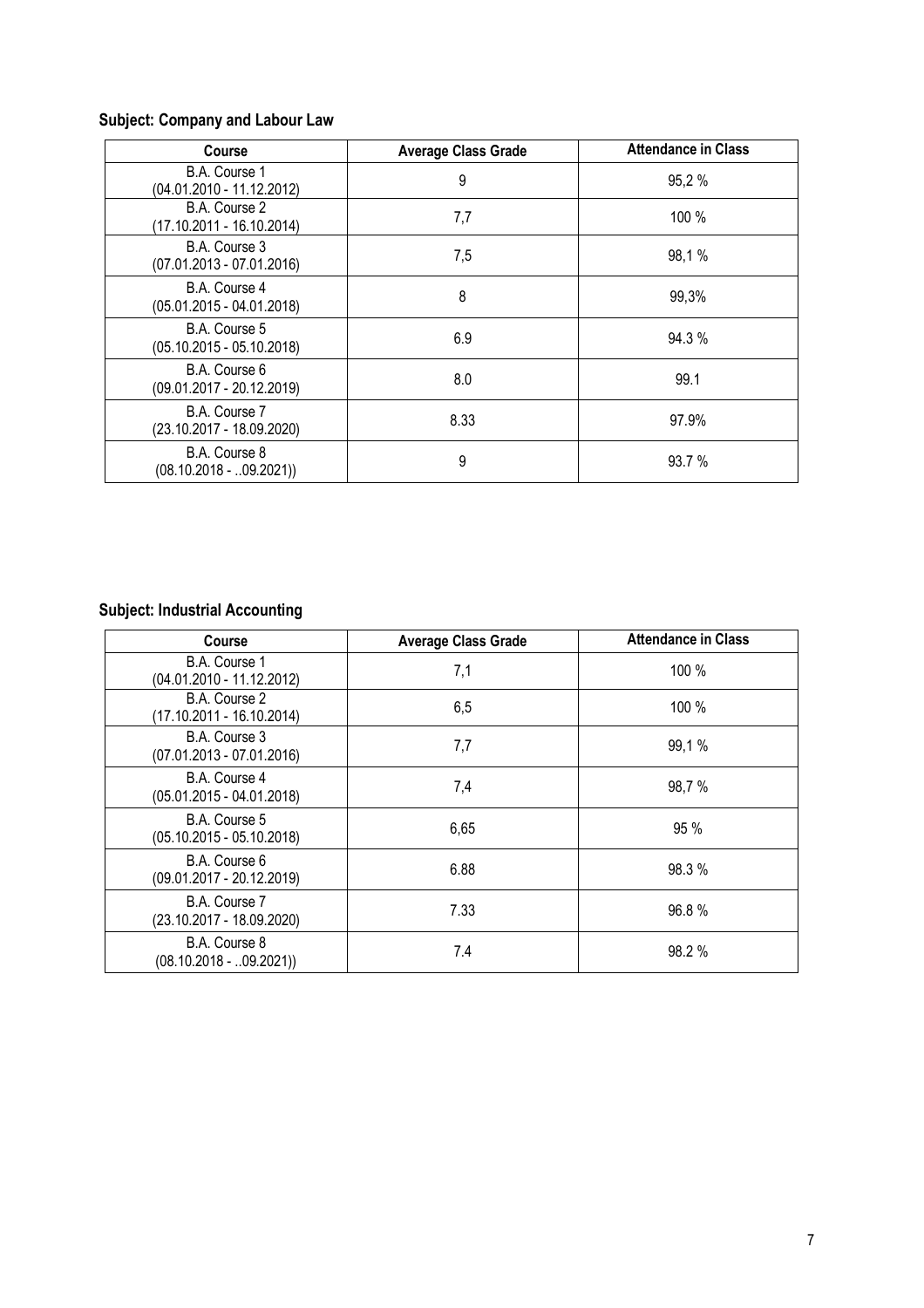**Subject: Company and Labour Law**

| Course | Average Class Grade | Attendance in Class |
| --- | --- | --- |
| B.A. Course 1 (04.01.2010 - 11.12.2012) | 9 | 95,2 % |
| B.A. Course 2 (17.10.2011 - 16.10.2014) | 7,7 | 100 % |
| B.A. Course 3 (07.01.2013 - 07.01.2016) | 7,5 | 98,1 % |
| B.A. Course 4 (05.01.2015 - 04.01.2018) | 8 | 99,3% |
| B.A. Course 5 (05.10.2015 - 05.10.2018) | 6.9 | 94.3 % |
| B.A. Course 6 (09.01.2017 - 20.12.2019) | 8.0 | 99.1 |
| B.A. Course 7 (23.10.2017 - 18.09.2020) | 8.33 | 97.9% |
| B.A. Course 8 (08.10.2018 - ..09.2021)) | 9 | 93.7 % |

**Subject: Industrial Accounting**

| Course | Average Class Grade | Attendance in Class |
| --- | --- | --- |
| B.A. Course 1 (04.01.2010 - 11.12.2012) | 7,1 | 100 % |
| B.A. Course 2 (17.10.2011 - 16.10.2014) | 6,5 | 100 % |
| B.A. Course 3 (07.01.2013 - 07.01.2016) | 7,7 | 99,1 % |
| B.A. Course 4 (05.01.2015 - 04.01.2018) | 7,4 | 98,7 % |
| B.A. Course 5 (05.10.2015 - 05.10.2018) | 6,65 | 95 % |
| B.A. Course 6 (09.01.2017 - 20.12.2019) | 6.88 | 98.3 % |
| B.A. Course 7 (23.10.2017 - 18.09.2020) | 7.33 | 96.8 % |
| B.A. Course 8 (08.10.2018 - ..09.2021)) | 7.4 | 98.2 % |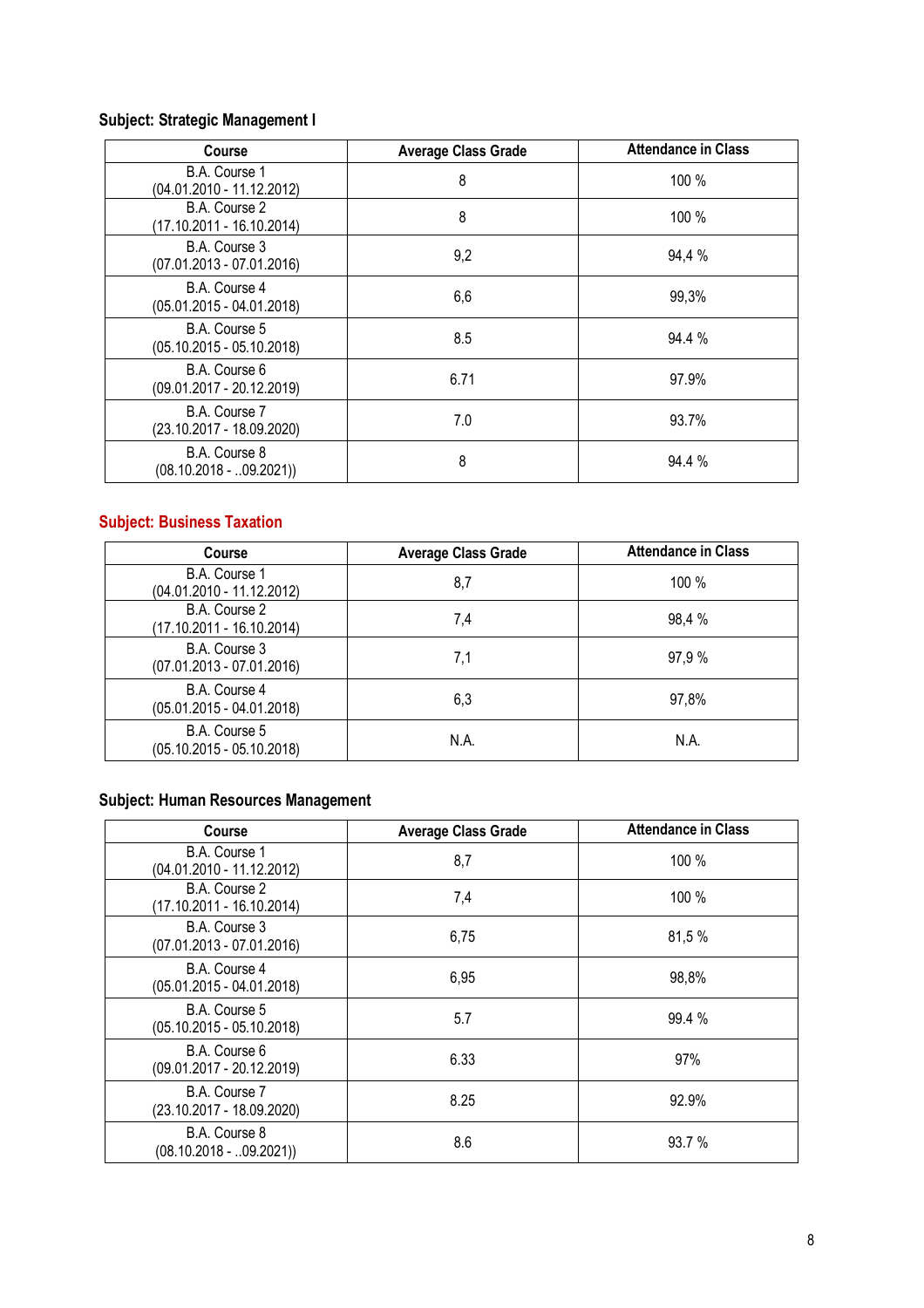### Subject: Strategic Management I

| Course | Average Class Grade | Attendance in Class |
| --- | --- | --- |
| B.A. Course 1 (04.01.2010 - 11.12.2012) | 8 | 100 % |
| B.A. Course 2 (17.10.2011 - 16.10.2014) | 8 | 100 % |
| B.A. Course 3 (07.01.2013 - 07.01.2016) | 9,2 | 94,4 % |
| B.A. Course 4 (05.01.2015 - 04.01.2018) | 6,6 | 99,3% |
| B.A. Course 5 (05.10.2015 - 05.10.2018) | 8.5 | 94.4 % |
| B.A. Course 6 (09.01.2017 - 20.12.2019) | 6.71 | 97.9% |
| B.A. Course 7 (23.10.2017 - 18.09.2020) | 7.0 | 93.7% |
| B.A. Course 8 (08.10.2018 - ..09.2021)) | 8 | 94.4 % |

### Subject: Business Taxation

| Course | Average Class Grade | Attendance in Class |
| --- | --- | --- |
| B.A. Course 1 (04.01.2010 - 11.12.2012) | 8,7 | 100 % |
| B.A. Course 2 (17.10.2011 - 16.10.2014) | 7,4 | 98,4 % |
| B.A. Course 3 (07.01.2013 - 07.01.2016) | 7,1 | 97,9 % |
| B.A. Course 4 (05.01.2015 - 04.01.2018) | 6,3 | 97,8% |
| B.A. Course 5 (05.10.2015 - 05.10.2018) | N.A. | N.A. |

### Subject: Human Resources Management

| Course | Average Class Grade | Attendance in Class |
| --- | --- | --- |
| B.A. Course 1 (04.01.2010 - 11.12.2012) | 8,7 | 100 % |
| B.A. Course 2 (17.10.2011 - 16.10.2014) | 7,4 | 100 % |
| B.A. Course 3 (07.01.2013 - 07.01.2016) | 6,75 | 81,5 % |
| B.A. Course 4 (05.01.2015 - 04.01.2018) | 6,95 | 98,8% |
| B.A. Course 5 (05.10.2015 - 05.10.2018) | 5.7 | 99.4 % |
| B.A. Course 6 (09.01.2017 - 20.12.2019) | 6.33 | 97% |
| B.A. Course 7 (23.10.2017 - 18.09.2020) | 8.25 | 92.9% |
| B.A. Course 8 (08.10.2018 - ..09.2021)) | 8.6 | 93.7 % |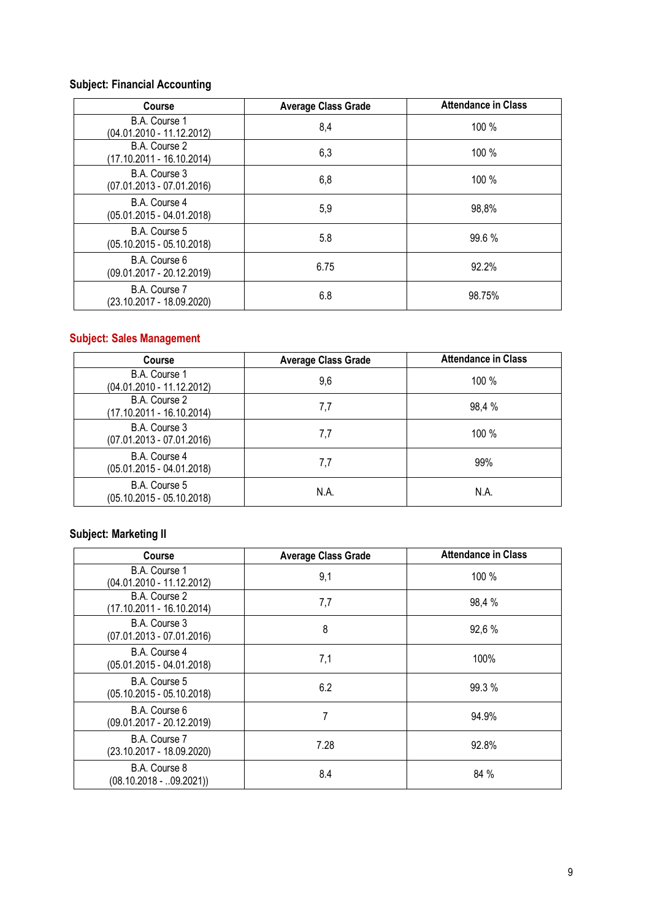**Subject: Financial Accounting**

| Course | Average Class Grade | Attendance in Class |
| --- | --- | --- |
| B.A. Course 1 (04.01.2010 - 11.12.2012) | 8,4 | 100 % |
| B.A. Course 2 (17.10.2011 - 16.10.2014) | 6,3 | 100 % |
| B.A. Course 3 (07.01.2013 - 07.01.2016) | 6,8 | 100 % |
| B.A. Course 4 (05.01.2015 - 04.01.2018) | 5,9 | 98,8% |
| B.A. Course 5 (05.10.2015 - 05.10.2018) | 5.8 | 99.6 % |
| B.A. Course 6 (09.01.2017 - 20.12.2019) | 6.75 | 92.2% |
| B.A. Course 7 (23.10.2017 - 18.09.2020) | 6.8 | 98.75% |

**Subject: Sales Management**

| Course | Average Class Grade | Attendance in Class |
| --- | --- | --- |
| B.A. Course 1 (04.01.2010 - 11.12.2012) | 9,6 | 100 % |
| B.A. Course 2 (17.10.2011 - 16.10.2014) | 7,7 | 98,4 % |
| B.A. Course 3 (07.01.2013 - 07.01.2016) | 7,7 | 100 % |
| B.A. Course 4 (05.01.2015 - 04.01.2018) | 7,7 | 99% |
| B.A. Course 5 (05.10.2015 - 05.10.2018) | N.A. | N.A. |

**Subject: Marketing II**

| Course | Average Class Grade | Attendance in Class |
| --- | --- | --- |
| B.A. Course 1 (04.01.2010 - 11.12.2012) | 9,1 | 100 % |
| B.A. Course 2 (17.10.2011 - 16.10.2014) | 7,7 | 98,4 % |
| B.A. Course 3 (07.01.2013 - 07.01.2016) | 8 | 92,6 % |
| B.A. Course 4 (05.01.2015 - 04.01.2018) | 7,1 | 100% |
| B.A. Course 5 (05.10.2015 - 05.10.2018) | 6.2 | 99.3 % |
| B.A. Course 6 (09.01.2017 - 20.12.2019) | 7 | 94.9% |
| B.A. Course 7 (23.10.2017 - 18.09.2020) | 7.28 | 92.8% |
| B.A. Course 8 (08.10.2018 - ..09.2021)) | 8.4 | 84 % |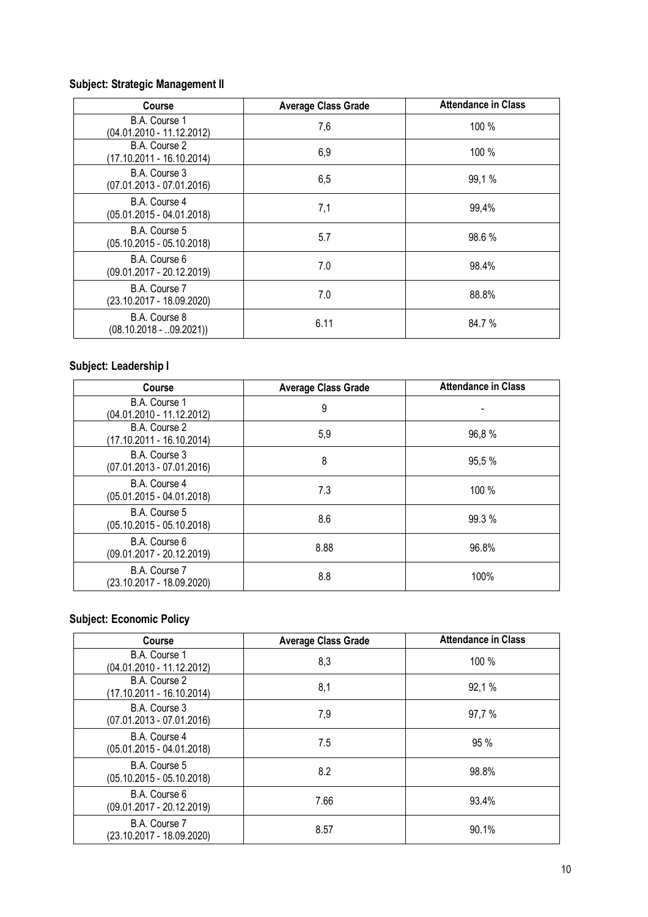**Subject: Strategic Management II**

| Course | Average Class Grade | Attendance in Class |
|---|---|---|
| B.A. Course 1 (04.01.2010 - 11.12.2012) | 7,6 | 100 % |
| B.A. Course 2 (17.10.2011 - 16.10.2014) | 6,9 | 100 % |
| B.A. Course 3 (07.01.2013 - 07.01.2016) | 6,5 | 99,1 % |
| B.A. Course 4 (05.01.2015 - 04.01.2018) | 7,1 | 99,4% |
| B.A. Course 5 (05.10.2015 - 05.10.2018) | 5.7 | 98.6 % |
| B.A. Course 6 (09.01.2017 - 20.12.2019) | 7.0 | 98.4% |
| B.A. Course 7 (23.10.2017 - 18.09.2020) | 7.0 | 88.8% |
| B.A. Course 8 (08.10.2018 - ..09.2021)) | 6.11 | 84.7 % |

**Subject: Leadership I**

| Course | Average Class Grade | Attendance in Class |
|---|---|---|
| B.A. Course 1 (04.01.2010 - 11.12.2012) | 9 | - |
| B.A. Course 2 (17.10.2011 - 16.10.2014) | 5,9 | 96,8 % |
| B.A. Course 3 (07.01.2013 - 07.01.2016) | 8 | 95,5 % |
| B.A. Course 4 (05.01.2015 - 04.01.2018) | 7.3 | 100 % |
| B.A. Course 5 (05.10.2015 - 05.10.2018) | 8.6 | 99.3 % |
| B.A. Course 6 (09.01.2017 - 20.12.2019) | 8.88 | 96.8% |
| B.A. Course 7 (23.10.2017 - 18.09.2020) | 8.8 | 100% |

**Subject: Economic Policy**

| Course | Average Class Grade | Attendance in Class |
|---|---|---|
| B.A. Course 1 (04.01.2010 - 11.12.2012) | 8,3 | 100 % |
| B.A. Course 2 (17.10.2011 - 16.10.2014) | 8,1 | 92,1 % |
| B.A. Course 3 (07.01.2013 - 07.01.2016) | 7,9 | 97,7 % |
| B.A. Course 4 (05.01.2015 - 04.01.2018) | 7.5 | 95 % |
| B.A. Course 5 (05.10.2015 - 05.10.2018) | 8.2 | 98.8% |
| B.A. Course 6 (09.01.2017 - 20.12.2019) | 7.66 | 93.4% |
| B.A. Course 7 (23.10.2017 - 18.09.2020) | 8.57 | 90.1% |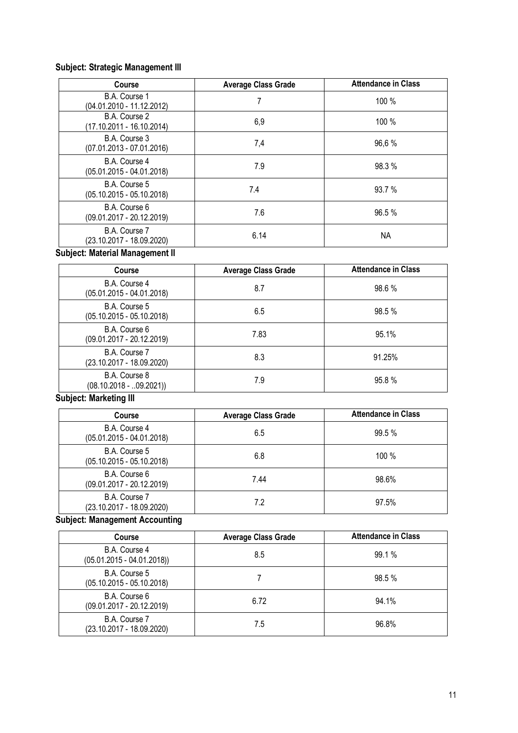**Subject: Strategic Management III**

| Course | Average Class Grade | Attendance in Class |
|---|---|---|
| B.A. Course 1 (04.01.2010 - 11.12.2012) | 7 | 100 % |
| B.A. Course 2 (17.10.2011 - 16.10.2014) | 6,9 | 100 % |
| B.A. Course 3 (07.01.2013 - 07.01.2016) | 7,4 | 96,6 % |
| B.A. Course 4 (05.01.2015 - 04.01.2018) | 7.9 | 98.3 % |
| B.A. Course 5 (05.10.2015 - 05.10.2018) | 7.4 | 93.7 % |
| B.A. Course 6 (09.01.2017 - 20.12.2019) | 7.6 | 96.5 % |
| B.A. Course 7 (23.10.2017 - 18.09.2020) | 6.14 | NA |

**Subject: Material Management II**

| Course | Average Class Grade | Attendance in Class |
|---|---|---|
| B.A. Course 4 (05.01.2015 - 04.01.2018) | 8.7 | 98.6 % |
| B.A. Course 5 (05.10.2015 - 05.10.2018) | 6.5 | 98.5 % |
| B.A. Course 6 (09.01.2017 - 20.12.2019) | 7.83 | 95.1% |
| B.A. Course 7 (23.10.2017 - 18.09.2020) | 8.3 | 91.25% |
| B.A. Course 8 (08.10.2018 - ..09.2021)) | 7.9 | 95.8 % |

**Subject: Marketing III**

| Course | Average Class Grade | Attendance in Class |
|---|---|---|
| B.A. Course 4 (05.01.2015 - 04.01.2018) | 6.5 | 99.5 % |
| B.A. Course 5 (05.10.2015 - 05.10.2018) | 6.8 | 100 % |
| B.A. Course 6 (09.01.2017 - 20.12.2019) | 7.44 | 98.6% |
| B.A. Course 7 (23.10.2017 - 18.09.2020) | 7.2 | 97.5% |

**Subject: Management Accounting**

| Course | Average Class Grade | Attendance in Class |
|---|---|---|
| B.A. Course 4 (05.01.2015 - 04.01.2018)) | 8.5 | 99.1 % |
| B.A. Course 5 (05.10.2015 - 05.10.2018) | 7 | 98.5 % |
| B.A. Course 6 (09.01.2017 - 20.12.2019) | 6.72 | 94.1% |
| B.A. Course 7 (23.10.2017 - 18.09.2020) | 7.5 | 96.8% |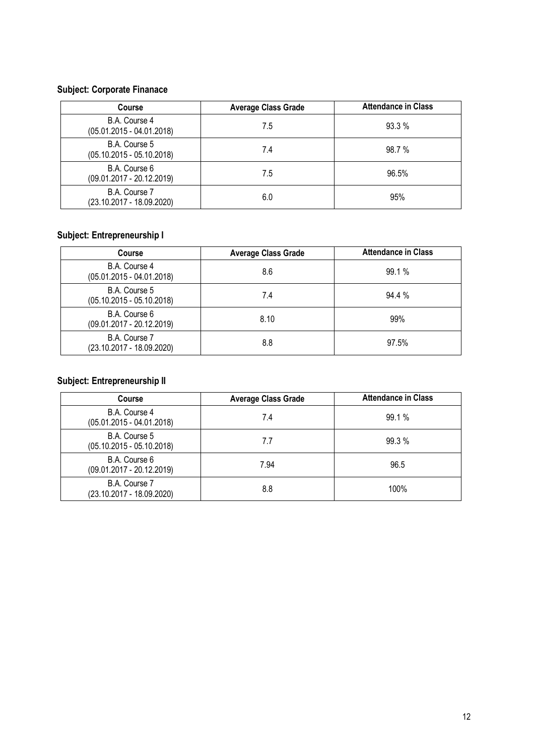**Subject: Corporate Finanace**

| Course | Average Class Grade | Attendance in Class |
|---|---|---|
| B.A. Course 4 (05.01.2015 - 04.01.2018) | 7.5 | 93.3 % |
| B.A. Course 5 (05.10.2015 - 05.10.2018) | 7.4 | 98.7 % |
| B.A. Course 6 (09.01.2017 - 20.12.2019) | 7.5 | 96.5% |
| B.A. Course 7 (23.10.2017 - 18.09.2020) | 6.0 | 95% |

**Subject: Entrepreneurship I**

| Course | Average Class Grade | Attendance in Class |
|---|---|---|
| B.A. Course 4 (05.01.2015 - 04.01.2018) | 8.6 | 99.1 % |
| B.A. Course 5 (05.10.2015 - 05.10.2018) | 7.4 | 94.4 % |
| B.A. Course 6 (09.01.2017 - 20.12.2019) | 8.10 | 99% |
| B.A. Course 7 (23.10.2017 - 18.09.2020) | 8.8 | 97.5% |

**Subject: Entrepreneurship II**

| Course | Average Class Grade | Attendance in Class |
|---|---|---|
| B.A. Course 4 (05.01.2015 - 04.01.2018) | 7.4 | 99.1 % |
| B.A. Course 5 (05.10.2015 - 05.10.2018) | 7.7 | 99.3 % |
| B.A. Course 6 (09.01.2017 - 20.12.2019) | 7.94 | 96.5 |
| B.A. Course 7 (23.10.2017 - 18.09.2020) | 8.8 | 100% |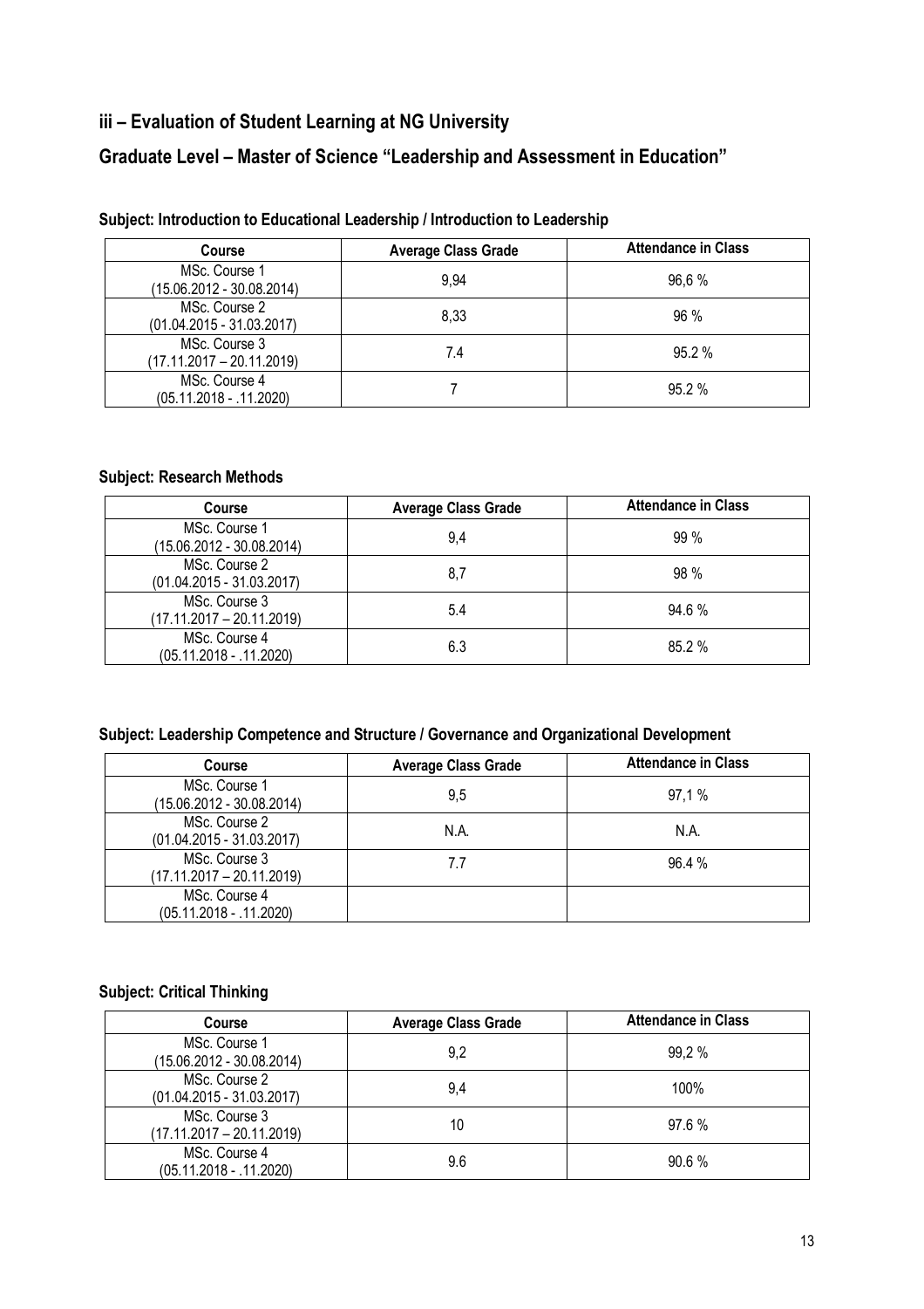## iii – Evaluation of Student Learning at NG University

## Graduate Level – Master of Science "Leadership and Assessment in Education"

**Subject: Introduction to Educational Leadership / Introduction to Leadership**

| Course | Average Class Grade | Attendance in Class |
|---|---|---|
| MSc. Course 1 (15.06.2012 - 30.08.2014) | 9,94 | 96,6 % |
| MSc. Course 2 (01.04.2015 - 31.03.2017) | 8,33 | 96 % |
| MSc. Course 3 (17.11.2017 – 20.11.2019) | 7.4 | 95.2 % |
| MSc. Course 4 (05.11.2018 - .11.2020) | 7 | 95.2 % |

**Subject: Research Methods**

| Course | Average Class Grade | Attendance in Class |
|---|---|---|
| MSc. Course 1 (15.06.2012 - 30.08.2014) | 9,4 | 99 % |
| MSc. Course 2 (01.04.2015 - 31.03.2017) | 8,7 | 98 % |
| MSc. Course 3 (17.11.2017 – 20.11.2019) | 5.4 | 94.6 % |
| MSc. Course 4 (05.11.2018 - .11.2020) | 6.3 | 85.2 % |

**Subject: Leadership Competence and Structure / Governance and Organizational Development**

| Course | Average Class Grade | Attendance in Class |
|---|---|---|
| MSc. Course 1 (15.06.2012 - 30.08.2014) | 9,5 | 97,1 % |
| MSc. Course 2 (01.04.2015 - 31.03.2017) | N.A. | N.A. |
| MSc. Course 3 (17.11.2017 – 20.11.2019) | 7.7 | 96.4 % |
| MSc. Course 4 (05.11.2018 - .11.2020) | | |

**Subject: Critical Thinking**

| Course | Average Class Grade | Attendance in Class |
|---|---|---|
| MSc. Course 1 (15.06.2012 - 30.08.2014) | 9,2 | 99,2 % |
| MSc. Course 2 (01.04.2015 - 31.03.2017) | 9,4 | 100% |
| MSc. Course 3 (17.11.2017 – 20.11.2019) | 10 | 97.6 % |
| MSc. Course 4 (05.11.2018 - .11.2020) | 9.6 | 90.6 % |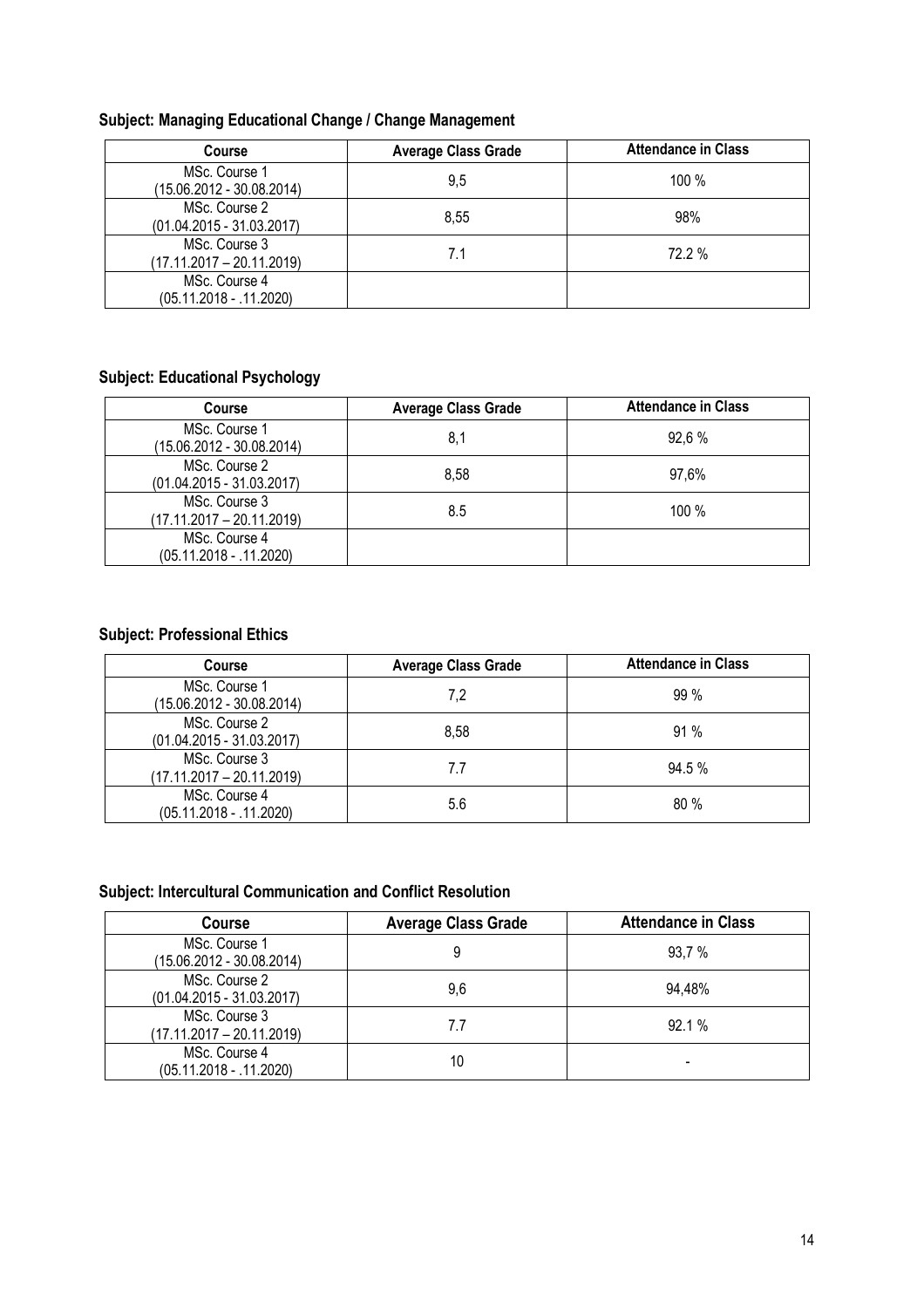**Subject: Managing Educational Change / Change Management**

| Course | Average Class Grade | Attendance in Class |
| --- | --- | --- |
| MSc. Course 1 (15.06.2012 - 30.08.2014) | 9,5 | 100 % |
| MSc. Course 2 (01.04.2015 - 31.03.2017) | 8,55 | 98% |
| MSc. Course 3 (17.11.2017 – 20.11.2019) | 7.1 | 72.2 % |
| MSc. Course 4 (05.11.2018 - .11.2020) | | |

**Subject: Educational Psychology**

| Course | Average Class Grade | Attendance in Class |
| --- | --- | --- |
| MSc. Course 1 (15.06.2012 - 30.08.2014) | 8,1 | 92,6 % |
| MSc. Course 2 (01.04.2015 - 31.03.2017) | 8,58 | 97,6% |
| MSc. Course 3 (17.11.2017 – 20.11.2019) | 8.5 | 100 % |
| MSc. Course 4 (05.11.2018 - .11.2020) | | |

**Subject: Professional Ethics**

| Course | Average Class Grade | Attendance in Class |
| --- | --- | --- |
| MSc. Course 1 (15.06.2012 - 30.08.2014) | 7,2 | 99 % |
| MSc. Course 2 (01.04.2015 - 31.03.2017) | 8,58 | 91 % |
| MSc. Course 3 (17.11.2017 – 20.11.2019) | 7.7 | 94.5 % |
| MSc. Course 4 (05.11.2018 - .11.2020) | 5.6 | 80 % |

**Subject: Intercultural Communication and Conflict Resolution**

| Course | Average Class Grade | Attendance in Class |
| --- | --- | --- |
| MSc. Course 1 (15.06.2012 - 30.08.2014) | 9 | 93,7 % |
| MSc. Course 2 (01.04.2015 - 31.03.2017) | 9,6 | 94,48% |
| MSc. Course 3 (17.11.2017 – 20.11.2019) | 7.7 | 92.1 % |
| MSc. Course 4 (05.11.2018 - .11.2020) | 10 | - |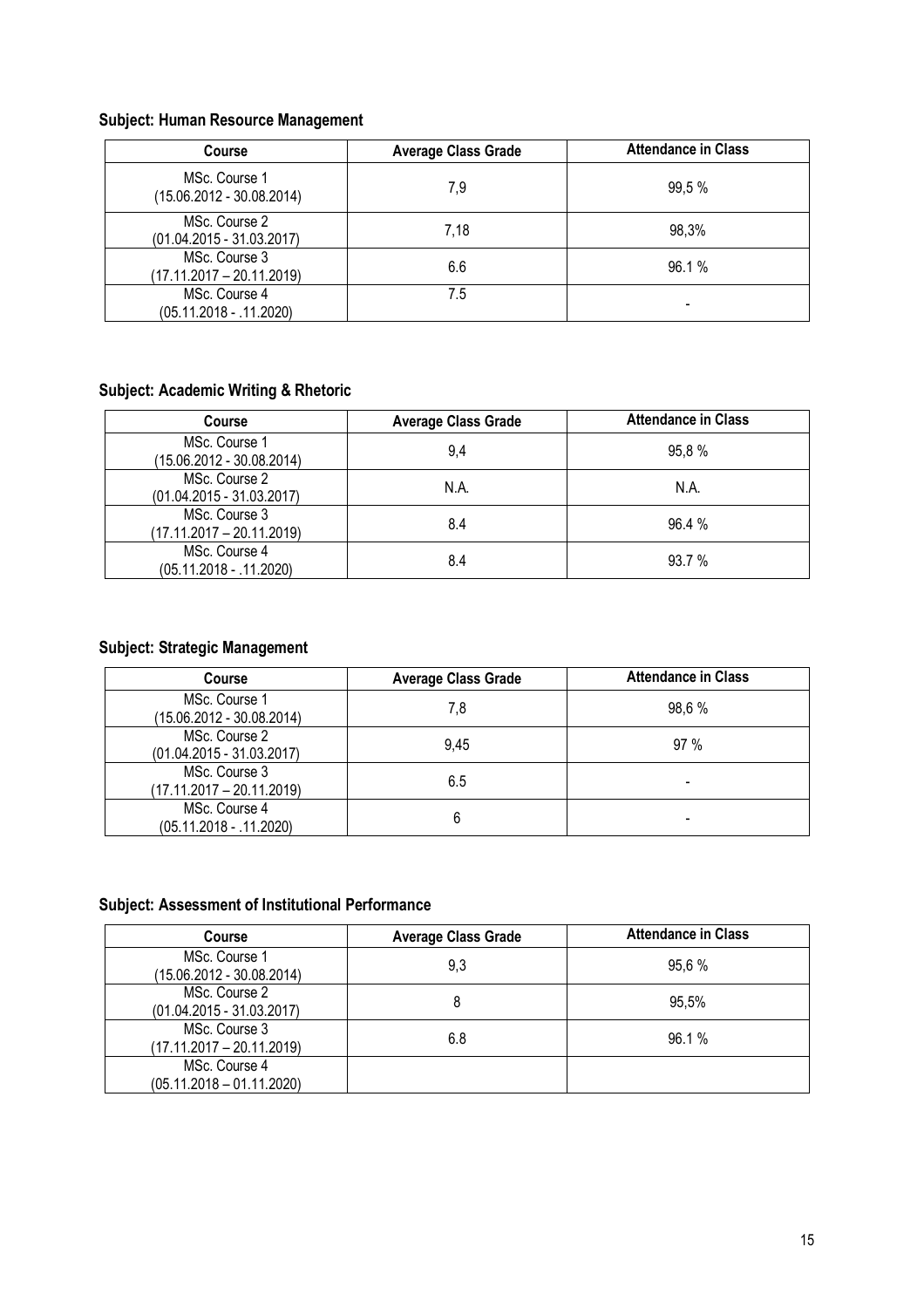**Subject: Human Resource Management**

| Course | Average Class Grade | Attendance in Class |
|---|---|---|
| MSc. Course 1 (15.06.2012 - 30.08.2014) | 7,9 | 99,5 % |
| MSc. Course 2 (01.04.2015 - 31.03.2017) | 7,18 | 98,3% |
| MSc. Course 3 (17.11.2017 – 20.11.2019) | 6.6 | 96.1 % |
| MSc. Course 4 (05.11.2018 - .11.2020) | 7.5 | - |

**Subject: Academic Writing & Rhetoric**

| Course | Average Class Grade | Attendance in Class |
|---|---|---|
| MSc. Course 1 (15.06.2012 - 30.08.2014) | 9,4 | 95,8 % |
| MSc. Course 2 (01.04.2015 - 31.03.2017) | N.A. | N.A. |
| MSc. Course 3 (17.11.2017 – 20.11.2019) | 8.4 | 96.4 % |
| MSc. Course 4 (05.11.2018 - .11.2020) | 8.4 | 93.7 % |

**Subject: Strategic Management**

| Course | Average Class Grade | Attendance in Class |
|---|---|---|
| MSc. Course 1 (15.06.2012 - 30.08.2014) | 7,8 | 98,6 % |
| MSc. Course 2 (01.04.2015 - 31.03.2017) | 9,45 | 97 % |
| MSc. Course 3 (17.11.2017 – 20.11.2019) | 6.5 | - |
| MSc. Course 4 (05.11.2018 - .11.2020) | 6 | - |

**Subject: Assessment of Institutional Performance**

| Course | Average Class Grade | Attendance in Class |
|---|---|---|
| MSc. Course 1 (15.06.2012 - 30.08.2014) | 9,3 | 95,6 % |
| MSc. Course 2 (01.04.2015 - 31.03.2017) | 8 | 95,5% |
| MSc. Course 3 (17.11.2017 – 20.11.2019) | 6.8 | 96.1 % |
| MSc. Course 4 (05.11.2018 – 01.11.2020) | | |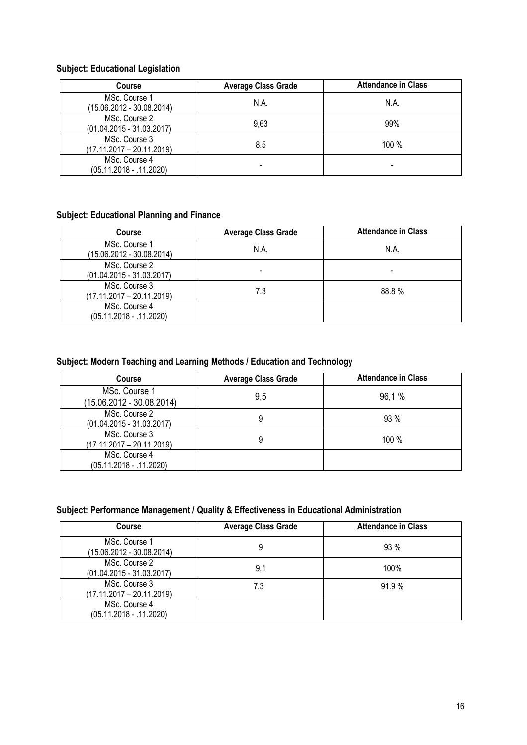**Subject: Educational Legislation**

| Course | Average Class Grade | Attendance in Class |
|---|---|---|
| MSc. Course 1 (15.06.2012 - 30.08.2014) | N.A. | N.A. |
| MSc. Course 2 (01.04.2015 - 31.03.2017) | 9,63 | 99% |
| MSc. Course 3 (17.11.2017 – 20.11.2019) | 8.5 | 100 % |
| MSc. Course 4 (05.11.2018 - .11.2020) | - | - |

**Subject: Educational Planning and Finance**

| Course | Average Class Grade | Attendance in Class |
|---|---|---|
| MSc. Course 1 (15.06.2012 - 30.08.2014) | N.A. | N.A. |
| MSc. Course 2 (01.04.2015 - 31.03.2017) | - | - |
| MSc. Course 3 (17.11.2017 – 20.11.2019) | 7.3 | 88.8 % |
| MSc. Course 4 (05.11.2018 - .11.2020) | | |

**Subject: Modern Teaching and Learning Methods / Education and Technology**

| Course | Average Class Grade | Attendance in Class |
|---|---|---|
| MSc. Course 1 (15.06.2012 - 30.08.2014) | 9,5 | 96,1 % |
| MSc. Course 2 (01.04.2015 - 31.03.2017) | 9 | 93 % |
| MSc. Course 3 (17.11.2017 – 20.11.2019) | 9 | 100 % |
| MSc. Course 4 (05.11.2018 - .11.2020) | | |

**Subject: Performance Management / Quality & Effectiveness in Educational Administration**

| Course | Average Class Grade | Attendance in Class |
|---|---|---|
| MSc. Course 1 (15.06.2012 - 30.08.2014) | 9 | 93 % |
| MSc. Course 2 (01.04.2015 - 31.03.2017) | 9,1 | 100% |
| MSc. Course 3 (17.11.2017 – 20.11.2019) | 7.3 | 91.9 % |
| MSc. Course 4 (05.11.2018 - .11.2020) | | |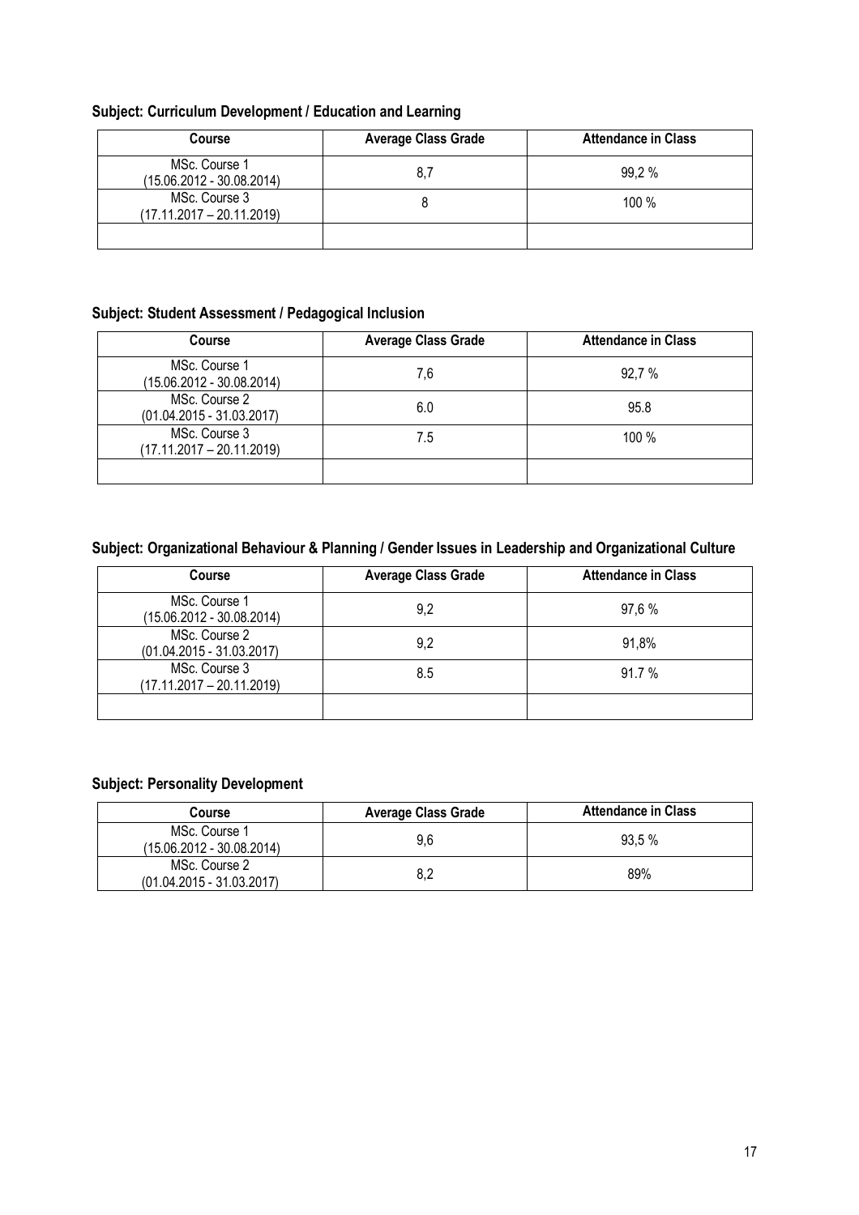**Subject: Curriculum Development / Education and Learning**

| Course | Average Class Grade | Attendance in Class |
|---|---|---|
| MSc. Course 1 (15.06.2012 - 30.08.2014) | 8,7 | 99,2 % |
| MSc. Course 3 (17.11.2017 – 20.11.2019) | 8 | 100 % |
| | | |

**Subject: Student Assessment / Pedagogical Inclusion**

| Course | Average Class Grade | Attendance in Class |
|---|---|---|
| MSc. Course 1 (15.06.2012 - 30.08.2014) | 7,6 | 92,7 % |
| MSc. Course 2 (01.04.2015 - 31.03.2017) | 6.0 | 95.8 |
| MSc. Course 3 (17.11.2017 – 20.11.2019) | 7.5 | 100 % |
| | | |

**Subject: Organizational Behaviour & Planning / Gender Issues in Leadership and Organizational Culture**

| Course | Average Class Grade | Attendance in Class |
|---|---|---|
| MSc. Course 1 (15.06.2012 - 30.08.2014) | 9,2 | 97,6 % |
| MSc. Course 2 (01.04.2015 - 31.03.2017) | 9,2 | 91,8% |
| MSc. Course 3 (17.11.2017 – 20.11.2019) | 8.5 | 91.7 % |
| | | |

**Subject: Personality Development**

| Course | Average Class Grade | Attendance in Class |
|---|---|---|
| MSc. Course 1 (15.06.2012 - 30.08.2014) | 9,6 | 93,5 % |
| MSc. Course 2 (01.04.2015 - 31.03.2017) | 8,2 | 89% |